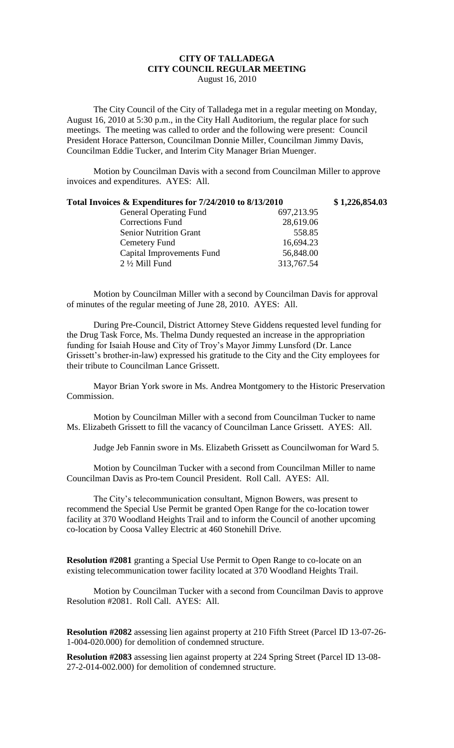# CITY OF TALLADEGA
# CITY COUNCIL REGULAR MEETING

August 16, 2010

The City Council of the City of Talladega met in a regular meeting on Monday, August 16, 2010 at 5:30 p.m., in the City Hall Auditorium, the regular place for such meetings. The meeting was called to order and the following were present: Council President Horace Patterson, Councilman Donnie Miller, Councilman Jimmy Davis, Councilman Eddie Tucker, and Interim City Manager Brian Muenger.

Motion by Councilman Davis with a second from Councilman Miller to approve invoices and expenditures. AYES: All.

| **Total Invoices & Expenditures for 7/24/2010 to 8/13/2010** | | **$ 1,226,854.03** |
|---|---|---|
| General Operating Fund | 697,213.95 | |
| Corrections Fund | 28,619.06 | |
| Senior Nutrition Grant | 558.85 | |
| Cemetery Fund | 16,694.23 | |
| Capital Improvements Fund | 56,848.00 | |
| 2 ½ Mill Fund | 313,767.54 | |

Motion by Councilman Miller with a second by Councilman Davis for approval of minutes of the regular meeting of June 28, 2010. AYES: All.

During Pre-Council, District Attorney Steve Giddens requested level funding for the Drug Task Force, Ms. Thelma Dundy requested an increase in the appropriation funding for Isaiah House and City of Troy's Mayor Jimmy Lunsford (Dr. Lance Grissett's brother-in-law) expressed his gratitude to the City and the City employees for their tribute to Councilman Lance Grissett.

Mayor Brian York swore in Ms. Andrea Montgomery to the Historic Preservation Commission.

Motion by Councilman Miller with a second from Councilman Tucker to name Ms. Elizabeth Grissett to fill the vacancy of Councilman Lance Grissett. AYES: All.

Judge Jeb Fannin swore in Ms. Elizabeth Grissett as Councilwoman for Ward 5.

Motion by Councilman Tucker with a second from Councilman Miller to name Councilman Davis as Pro-tem Council President. Roll Call. AYES: All.

The City's telecommunication consultant, Mignon Bowers, was present to recommend the Special Use Permit be granted Open Range for the co-location tower facility at 370 Woodland Heights Trail and to inform the Council of another upcoming co-location by Coosa Valley Electric at 460 Stonehill Drive.

**Resolution #2081** granting a Special Use Permit to Open Range to co-locate on an existing telecommunication tower facility located at 370 Woodland Heights Trail.

Motion by Councilman Tucker with a second from Councilman Davis to approve Resolution #2081. Roll Call. AYES: All.

**Resolution #2082** assessing lien against property at 210 Fifth Street (Parcel ID 13-07-26-1-004-020.000) for demolition of condemned structure.

**Resolution #2083** assessing lien against property at 224 Spring Street (Parcel ID 13-08-27-2-014-002.000) for demolition of condemned structure.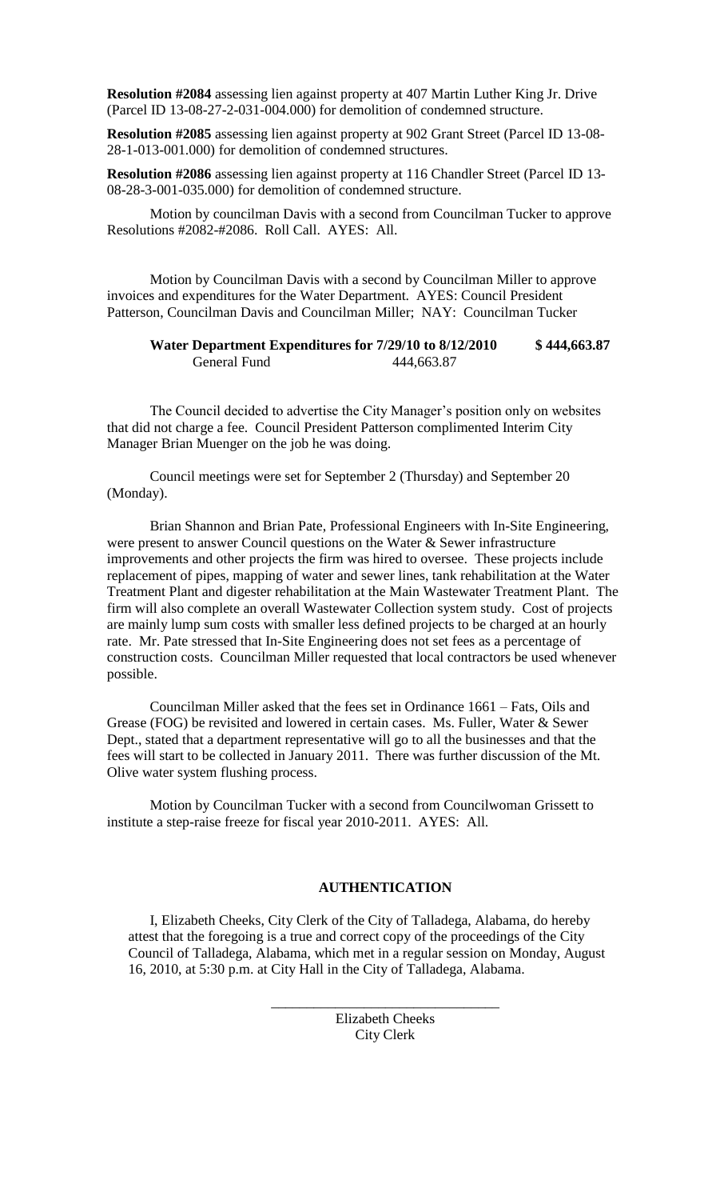**Resolution #2084** assessing lien against property at 407 Martin Luther King Jr. Drive (Parcel ID 13-08-27-2-031-004.000) for demolition of condemned structure.

**Resolution #2085** assessing lien against property at 902 Grant Street (Parcel ID 13-08-28-1-013-001.000) for demolition of condemned structures.

**Resolution #2086** assessing lien against property at 116 Chandler Street (Parcel ID 13-08-28-3-001-035.000) for demolition of condemned structure.

Motion by councilman Davis with a second from Councilman Tucker to approve Resolutions #2082-#2086. Roll Call. AYES: All.

Motion by Councilman Davis with a second by Councilman Miller to approve invoices and expenditures for the Water Department. AYES: Council President Patterson, Councilman Davis and Councilman Miller; NAY: Councilman Tucker

| | | |
|---|---|---|
| **Water Department Expenditures for 7/29/10 to 8/12/2010** | | **$ 444,663.87** |
| General Fund | 444,663.87 | |

The Council decided to advertise the City Manager's position only on websites that did not charge a fee. Council President Patterson complimented Interim City Manager Brian Muenger on the job he was doing.

Council meetings were set for September 2 (Thursday) and September 20 (Monday).

Brian Shannon and Brian Pate, Professional Engineers with In-Site Engineering, were present to answer Council questions on the Water & Sewer infrastructure improvements and other projects the firm was hired to oversee. These projects include replacement of pipes, mapping of water and sewer lines, tank rehabilitation at the Water Treatment Plant and digester rehabilitation at the Main Wastewater Treatment Plant. The firm will also complete an overall Wastewater Collection system study. Cost of projects are mainly lump sum costs with smaller less defined projects to be charged at an hourly rate. Mr. Pate stressed that In-Site Engineering does not set fees as a percentage of construction costs. Councilman Miller requested that local contractors be used whenever possible.

Councilman Miller asked that the fees set in Ordinance 1661 – Fats, Oils and Grease (FOG) be revisited and lowered in certain cases. Ms. Fuller, Water & Sewer Dept., stated that a department representative will go to all the businesses and that the fees will start to be collected in January 2011. There was further discussion of the Mt. Olive water system flushing process.

Motion by Councilman Tucker with a second from Councilwoman Grissett to institute a step-raise freeze for fiscal year 2010-2011. AYES: All.

## AUTHENTICATION

I, Elizabeth Cheeks, City Clerk of the City of Talladega, Alabama, do hereby attest that the foregoing is a true and correct copy of the proceedings of the City Council of Talladega, Alabama, which met in a regular session on Monday, August 16, 2010, at 5:30 p.m. at City Hall in the City of Talladega, Alabama.

\_\_\_\_\_\_\_\_\_\_\_\_\_\_\_\_\_\_\_\_\_\_\_\_\_\_\_\_\_\_\_\_

Elizabeth Cheeks
City Clerk